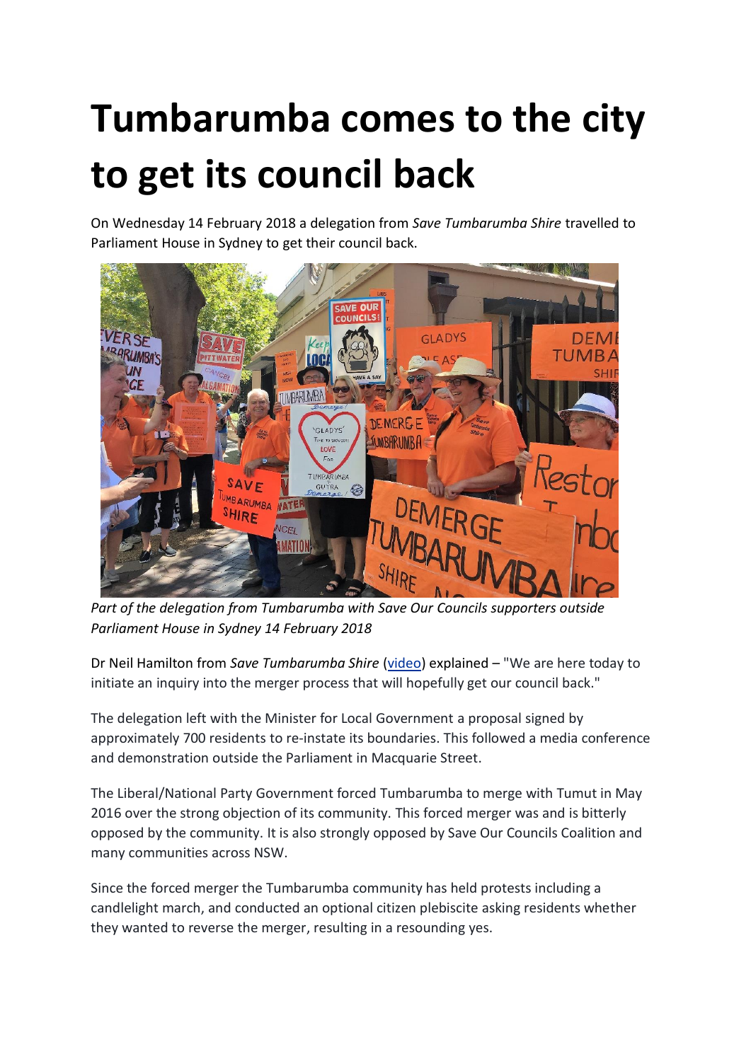# Tumbarumba comes to the city to get its council back

On Wednesday 14 February 2018 a delegation from *Save Tumbarumba Shire* travelled to Parliament House in Sydney to get their council back.

*Part of the delegation from Tumbarumba with Save Our Councils supporters outside Parliament House in Sydney 14 February 2018*

Dr Neil Hamilton from *Save Tumbarumba Shire* (video) explained – "We are here today to initiate an inquiry into the merger process that will hopefully get our council back."

The delegation left with the Minister for Local Government a proposal signed by approximately 700 residents to re-instate its boundaries. This followed a media conference and demonstration outside the Parliament in Macquarie Street.

The Liberal/National Party Government forced Tumbarumba to merge with Tumut in May 2016 over the strong objection of its community. This forced merger was and is bitterly opposed by the community. It is also strongly opposed by Save Our Councils Coalition and many communities across NSW.

Since the forced merger the Tumbarumba community has held protests including a candlelight march, and conducted an optional citizen plebiscite asking residents whether they wanted to reverse the merger, resulting in a resounding yes.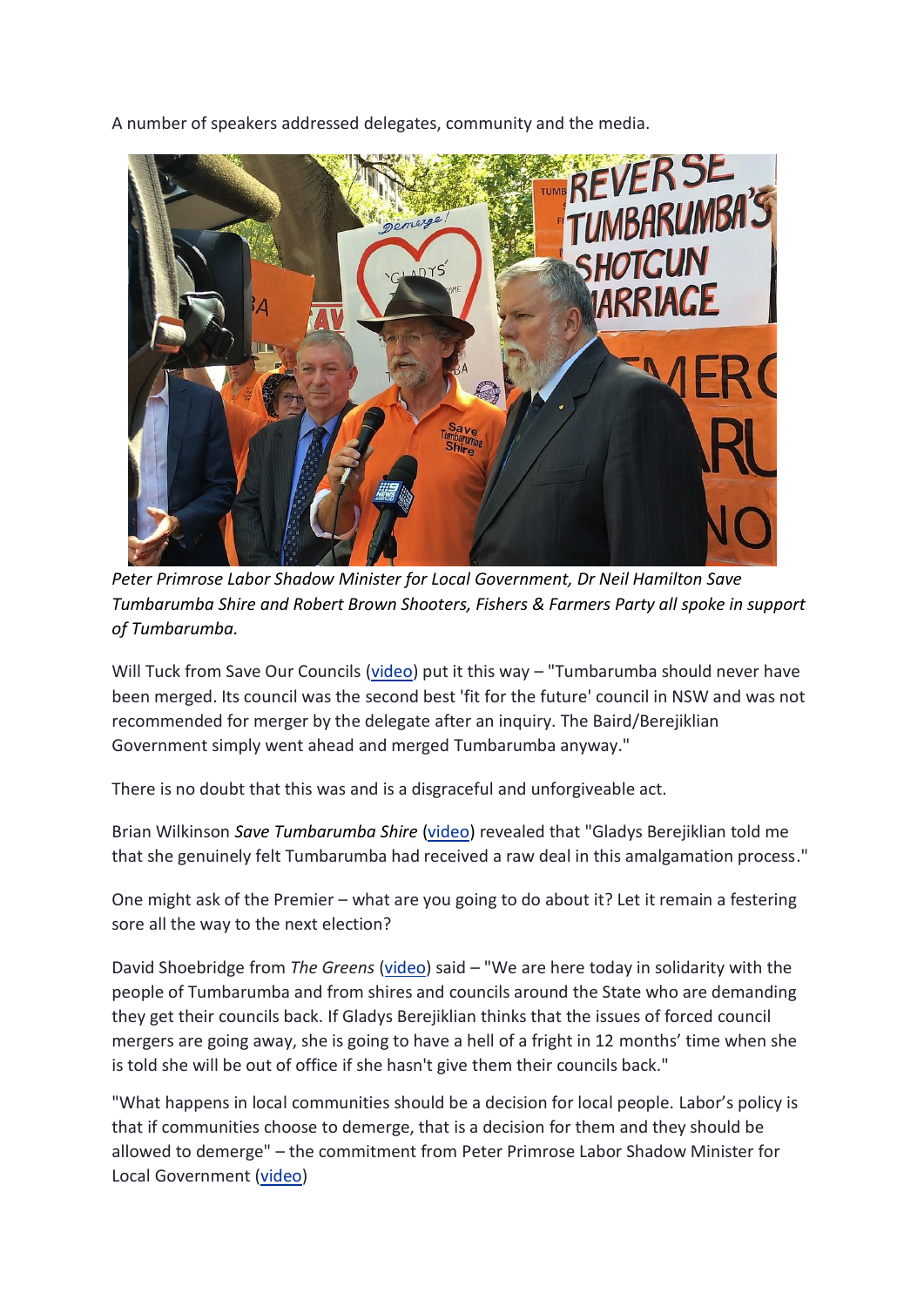A number of speakers addressed delegates, community and the media.

*Peter Primrose Labor Shadow Minister for Local Government, Dr Neil Hamilton Save Tumbarumba Shire and Robert Brown Shooters, Fishers & Farmers Party all spoke in support of Tumbarumba.*

Will Tuck from Save Our Councils (video) put it this way – "Tumbarumba should never have been merged. Its council was the second best 'fit for the future' council in NSW and was not recommended for merger by the delegate after an inquiry. The Baird/Berejiklian Government simply went ahead and merged Tumbarumba anyway."

There is no doubt that this was and is a disgraceful and unforgiveable act.

Brian Wilkinson *Save Tumbarumba Shire* (video) revealed that "Gladys Berejiklian told me that she genuinely felt Tumbarumba had received a raw deal in this amalgamation process."

One might ask of the Premier – what are you going to do about it? Let it remain a festering sore all the way to the next election?

David Shoebridge from *The Greens* (video) said – "We are here today in solidarity with the people of Tumbarumba and from shires and councils around the State who are demanding they get their councils back. If Gladys Berejiklian thinks that the issues of forced council mergers are going away, she is going to have a hell of a fright in 12 months' time when she is told she will be out of office if she hasn't give them their councils back."

"What happens in local communities should be a decision for local people. Labor's policy is that if communities choose to demerge, that is a decision for them and they should be allowed to demerge" – the commitment from Peter Primrose Labor Shadow Minister for Local Government (video)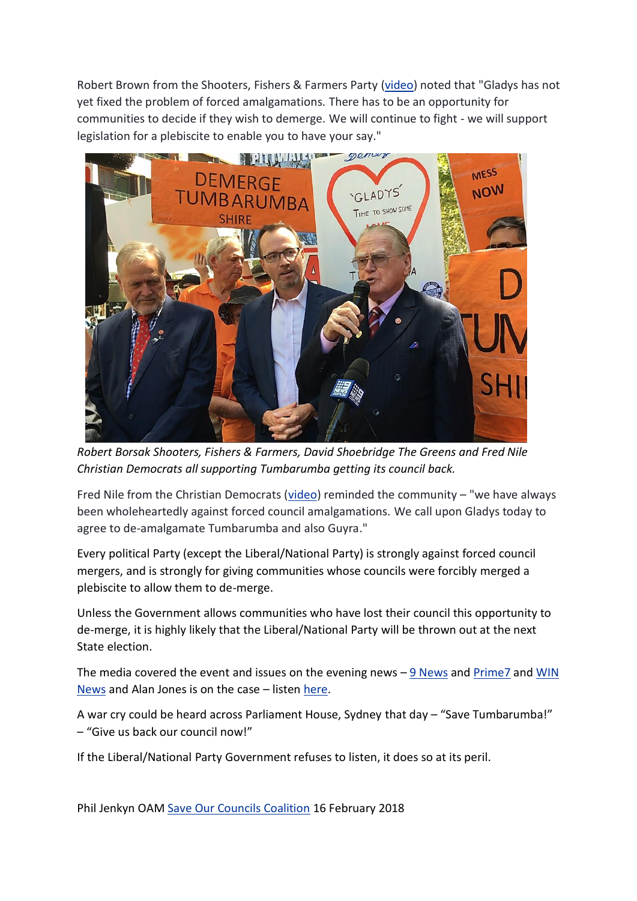Robert Brown from the Shooters, Fishers & Farmers Party (video) noted that "Gladys has not yet fixed the problem of forced amalgamations. There has to be an opportunity for communities to decide if they wish to demerge. We will continue to fight - we will support legislation for a plebiscite to enable you to have your say."

*Robert Borsak Shooters, Fishers & Farmers, David Shoebridge The Greens and Fred Nile Christian Democrats all supporting Tumbarumba getting its council back.*

Fred Nile from the Christian Democrats (video) reminded the community – "we have always been wholeheartedly against forced council amalgamations. We call upon Gladys today to agree to de-amalgamate Tumbarumba and also Guyra."

Every political Party (except the Liberal/National Party) is strongly against forced council mergers, and is strongly for giving communities whose councils were forcibly merged a plebiscite to allow them to de-merge.

Unless the Government allows communities who have lost their council this opportunity to de-merge, it is highly likely that the Liberal/National Party will be thrown out at the next State election.

The media covered the event and issues on the evening news – 9 News and Prime7 and WIN News and Alan Jones is on the case – listen here.

A war cry could be heard across Parliament House, Sydney that day – "Save Tumbarumba!" – "Give us back our council now!"

If the Liberal/National Party Government refuses to listen, it does so at its peril.

Phil Jenkyn OAM Save Our Councils Coalition 16 February 2018